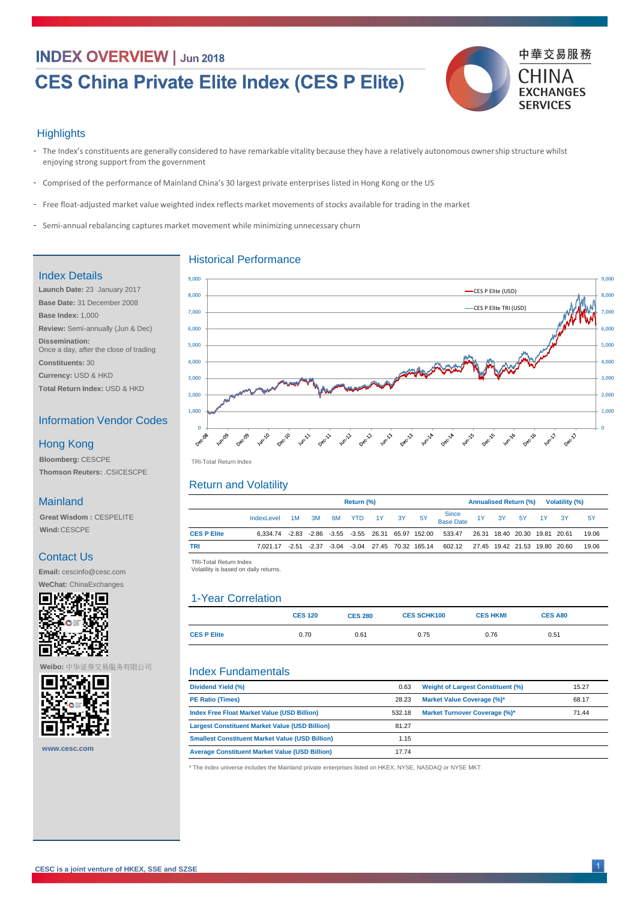# INDEX OVERVIEW | Jun 2018

# CES China Private Elite Index (CES P Elite)

中華交易服務 CHINA EXCHANGES SERVICES

## Highlights

- The Index's constituents are generally considered to have remarkable vitality because they have a relatively autonomous ownership structure whilst enjoying strong support from the government
- Comprised of the performance of Mainland China's 30 largest private enterprises listed in Hong Kong or the US
- Free float-adjusted market value weighted index reflects market movements of stocks available for trading in the market
- Semi-annual rebalancing captures market movement while minimizing unnecessary churn

## Index Details

**Launch Date:** 23 January 2017

**Base Date:** 31 December 2008

**Base Index:** 1,000

**Review:** Semi-annually (Jun & Dec)

**Dissemination:**
Once a day, after the close of trading

**Constituents:** 30

**Currency:** USD & HKD

**Total Return Index:** USD & HKD

## Information Vendor Codes

### Hong Kong

**Bloomberg:** CESCPE

**Thomson Reuters:** .CSICESCPE

### Mainland

**Great Wisdom :** CESPELITE

**Wind:** CESCPE

## Contact Us

**Email:** cescinfo@cesc.com

**WeChat:** ChinaExchanges

**Weibo:** 中华证券交易服务有限公司

www.cesc.com

## Historical Performance

TRI-Total Return Index

## Return and Volatility

| | Return (%) | | | | | | | | | Annualised Return (%) | | | Volatility (%) | | |
|---|---|---|---|---|---|---|---|---|---|---|---|---|---|---|---|
| | IndexLevel | 1M | 3M | 6M | YTD | 1Y | 3Y | 5Y | Since Base Date | 1Y | 3Y | 5Y | 1Y | 3Y | 5Y |
| CES P Elite | 6,334.74 | -2.83 | -2.86 | -3.55 | -3.55 | 26.31 | 65.97 | 152.00 | 533.47 | 26.31 | 18.40 | 20.30 | 19.81 | 20.61 | 19.06 |
| TRI | 7,021.17 | -2.51 | -2.37 | -3.04 | -3.04 | 27.45 | 70.32 | 165.14 | 602.12 | 27.45 | 19.42 | 21.53 | 19.80 | 20.60 | 19.06 |

TRI-Total Return Index
Volatility is based on daily returns.

## 1-Year Correlation

| | CES 120 | CES 280 | CES SCHK100 | CES HKMI | CES A80 |
|---|---|---|---|---|---|
| CES P Elite | 0.70 | 0.61 | 0.75 | 0.76 | 0.51 |

## Index Fundamentals

| | | | |
|---|---|---|---|
| Dividend Yield (%) | 0.63 | Weight of Largest Constituent (%) | 15.27 |
| PE Ratio (Times) | 28.23 | Market Value Coverage (%)* | 68.17 |
| Index Free Float Market Value (USD Billion) | 532.18 | Market Turnover Coverage (%)* | 71.44 |
| Largest Constituent Market Value (USD Billion) | 81.27 | | |
| Smallest Constituent Market Value (USD Billion) | 1.15 | | |
| Average Constituent Market Value (USD Billion) | 17.74 | | |

* The index universe includes the Mainland private enterprises listed on HKEX, NYSE, NASDAQ or NYSE MKT.

CESC is a joint venture of HKEX, SSE and SZSE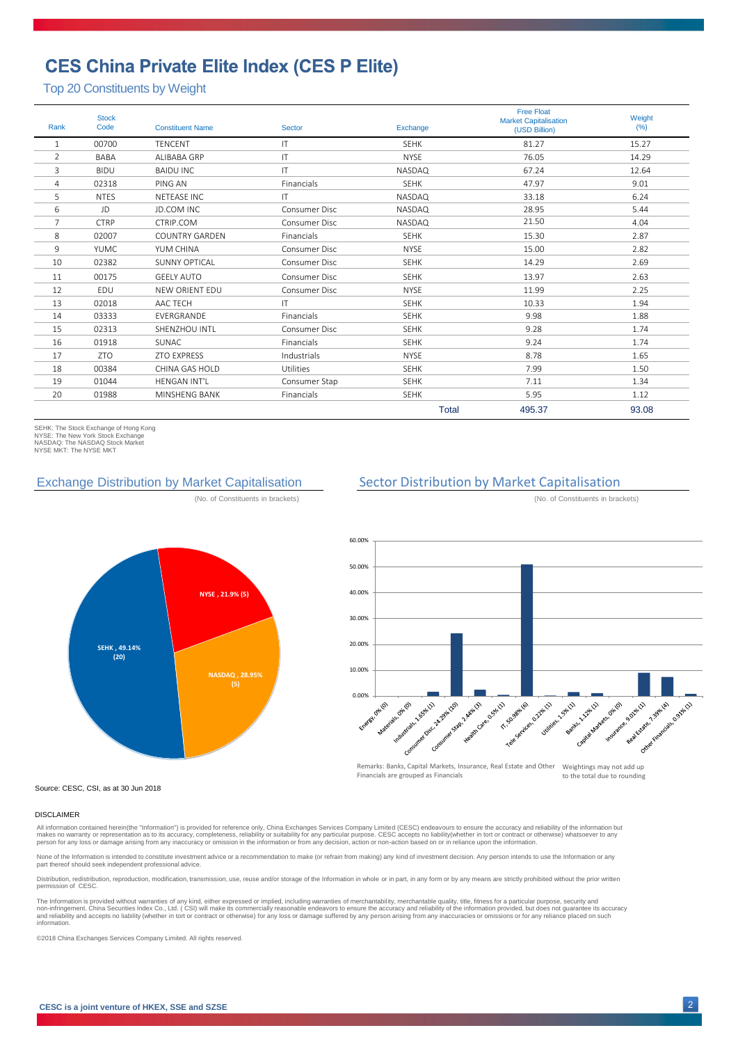# CES China Private Elite Index (CES P Elite)

## Top 20 Constituents by Weight

| Rank | Stock Code | Constituent Name | Sector | Exchange | Free Float Market Capitalisation (USD Billion) | Weight (%) |
|---|---|---|---|---|---|---|
| 1 | 00700 | TENCENT | IT | SEHK | 81.27 | 15.27 |
| 2 | BABA | ALIBABA GRP | IT | NYSE | 76.05 | 14.29 |
| 3 | BIDU | BAIDU INC | IT | NASDAQ | 67.24 | 12.64 |
| 4 | 02318 | PING AN | Financials | SEHK | 47.97 | 9.01 |
| 5 | NTES | NETEASE INC | IT | NASDAQ | 33.18 | 6.24 |
| 6 | JD | JD.COM INC | Consumer Disc | NASDAQ | 28.95 | 5.44 |
| 7 | CTRP | CTRIP.COM | Consumer Disc | NASDAQ | 21.50 | 4.04 |
| 8 | 02007 | COUNTRY GARDEN | Financials | SEHK | 15.30 | 2.87 |
| 9 | YUMC | YUM CHINA | Consumer Disc | NYSE | 15.00 | 2.82 |
| 10 | 02382 | SUNNY OPTICAL | Consumer Disc | SEHK | 14.29 | 2.69 |
| 11 | 00175 | GEELY AUTO | Consumer Disc | SEHK | 13.97 | 2.63 |
| 12 | EDU | NEW ORIENT EDU | Consumer Disc | NYSE | 11.99 | 2.25 |
| 13 | 02018 | AAC TECH | IT | SEHK | 10.33 | 1.94 |
| 14 | 03333 | EVERGRANDE | Financials | SEHK | 9.98 | 1.88 |
| 15 | 02313 | SHENZHOU INTL | Consumer Disc | SEHK | 9.28 | 1.74 |
| 16 | 01918 | SUNAC | Financials | SEHK | 9.24 | 1.74 |
| 17 | ZTO | ZTO EXPRESS | Industrials | NYSE | 8.78 | 1.65 |
| 18 | 00384 | CHINA GAS HOLD | Utilities | SEHK | 7.99 | 1.50 |
| 19 | 01044 | HENGAN INT'L | Consumer Stap | SEHK | 7.11 | 1.34 |
| 20 | 01988 | MINSHENG BANK | Financials | SEHK | 5.95 | 1.12 |
| | | | | Total | 495.37 | 93.08 |

SEHK: The Stock Exchange of Hong Kong
NYSE: The New York Stock Exchange
NASDAQ: The NASDAQ Stock Market
NYSE MKT: The NYSE MKT

## Exchange Distribution by Market Capitalisation

(No. of Constituents in brackets)

SEHK , 49.14% (20)
NYSE , 21.9% (5)
NASDAQ , 28.95% (5)

## Sector Distribution by Market Capitalisation

(No. of Constituents in brackets)

60.00%
50.00%
40.00%
30.00%
20.00%
10.00%
0.00%

Energy, 0% (0)
Materials, 0% (0)
Industrials, 1.65% (1)
Consumer Disc, 24.29% (10)
Consumer Stap, 2.44% (3)
Health Care, 0.5% (1)
IT, 50.98% (6)
Tele Services, 0.22% (1)
Utilities, 1.5% (1)
Banks, 1.12% (1)
Capital Markets, 0% (0)
Insurance, 9.01% (1)
Real Estate, 7.39% (4)
Other Financials, 0.91% (1)

Remarks: Banks, Capital Markets, Insurance, Real Estate and Other Financials are grouped as Financials

Weightings may not add up to the total due to rounding

Source: CESC, CSI, as at 30 Jun 2018

DISCLAIMER

All information contained herein(the "Information") is provided for reference only, China Exchanges Services Company Limited (CESC) endeavours to ensure the accuracy and reliability of the information but makes no warranty or representation as to its accuracy, completeness, reliability or suitability for any particular purpose. CESC accepts no liability(whether in tort or contract or otherwise) whatsoever to any person for any loss or damage arising from any inaccuracy or omission in the information or from any decision, action or non-action based on or in reliance upon the information.

None of the Information is intended to constitute investment advice or a recommendation to make (or refrain from making) any kind of investment decision. Any person intends to use the Information or any part thereof should seek independent professional advice.

Distribution, redistribution, reproduction, modification, transmission, use, reuse and/or storage of the Information in whole or in part, in any form or by any means are strictly prohibited without the prior written permission of CESC.

The Information is provided without warranties of any kind, either expressed or implied, including warranties of merchantability, merchantable quality, title, fitness for a particular purpose, security and non-infringement. China Securities Index Co., Ltd. ( CSI) will make its commercially reasonable endeavors to ensure the accuracy and reliability of the information provided, but does not guarantee its accuracy and reliability and accepts no liability (whether in tort or contract or otherwise) for any loss or damage suffered by any person arising from any inaccuracies or omissions or for any reliance placed on such information.

©2018 China Exchanges Services Company Limited. All rights reserved.

**CESC is a joint venture of HKEX, SSE and SZSE**